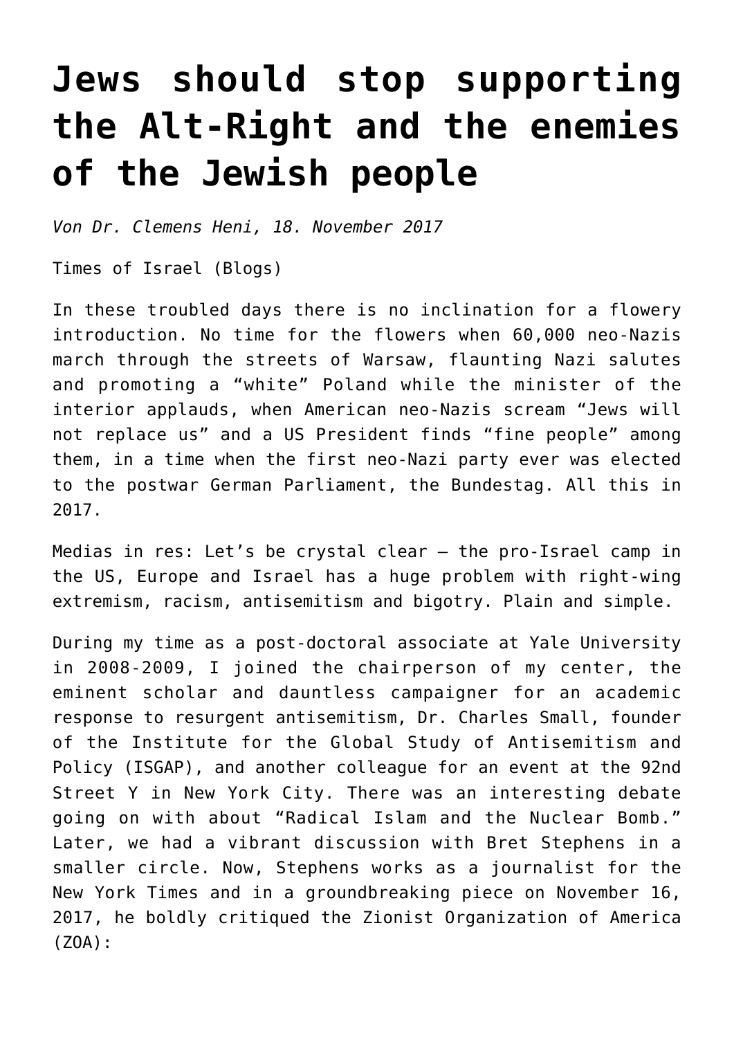# Jews should stop supporting the Alt-Right and the enemies of the Jewish people

*Von Dr. Clemens Heni, 18. November 2017*

Times of Israel (Blogs)

In these troubled days there is no inclination for a flowery introduction. No time for the flowers when 60,000 neo-Nazis march through the streets of Warsaw, flaunting Nazi salutes and promoting a "white" Poland while the minister of the interior applauds, when American neo-Nazis scream "Jews will not replace us" and a US President finds "fine people" among them, in a time when the first neo-Nazi party ever was elected to the postwar German Parliament, the Bundestag. All this in 2017.

Medias in res: Let's be crystal clear – the pro-Israel camp in the US, Europe and Israel has a huge problem with right-wing extremism, racism, antisemitism and bigotry. Plain and simple.

During my time as a post-doctoral associate at Yale University in 2008-2009, I joined the chairperson of my center, the eminent scholar and dauntless campaigner for an academic response to resurgent antisemitism, Dr. Charles Small, founder of the Institute for the Global Study of Antisemitism and Policy (ISGAP), and another colleague for an event at the 92nd Street Y in New York City. There was an interesting debate going on with about "Radical Islam and the Nuclear Bomb." Later, we had a vibrant discussion with Bret Stephens in a smaller circle. Now, Stephens works as a journalist for the New York Times and in a groundbreaking piece on November 16, 2017, he boldly critiqued the Zionist Organization of America (ZOA):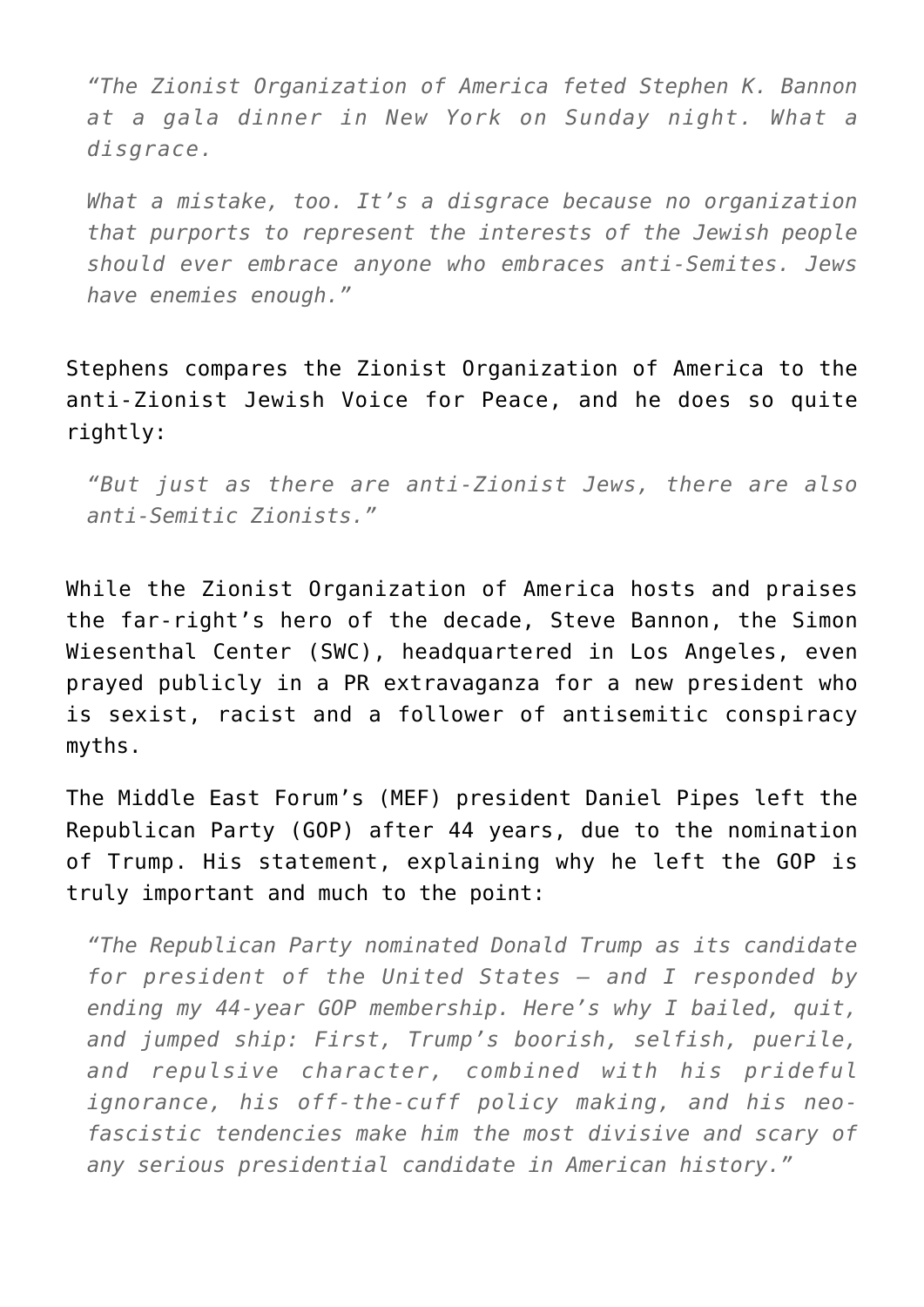> *"The Zionist Organization of America feted Stephen K. Bannon at a gala dinner in New York on Sunday night. What a disgrace.*
>
> *What a mistake, too. It's a disgrace because no organization that purports to represent the interests of the Jewish people should ever embrace anyone who embraces anti-Semites. Jews have enemies enough."*

Stephens compares the Zionist Organization of America to the anti-Zionist Jewish Voice for Peace, and he does so quite rightly:

> *"But just as there are anti-Zionist Jews, there are also anti-Semitic Zionists."*

While the Zionist Organization of America hosts and praises the far-right's hero of the decade, Steve Bannon, the Simon Wiesenthal Center (SWC), headquartered in Los Angeles, even prayed publicly in a PR extravaganza for a new president who is sexist, racist and a follower of antisemitic conspiracy myths.

The Middle East Forum's (MEF) president Daniel Pipes left the Republican Party (GOP) after 44 years, due to the nomination of Trump. His statement, explaining why he left the GOP is truly important and much to the point:

> *"The Republican Party nominated Donald Trump as its candidate for president of the United States – and I responded by ending my 44-year GOP membership. Here's why I bailed, quit, and jumped ship: First, Trump's boorish, selfish, puerile, and repulsive character, combined with his prideful ignorance, his off-the-cuff policy making, and his neo-fascistic tendencies make him the most divisive and scary of any serious presidential candidate in American history."*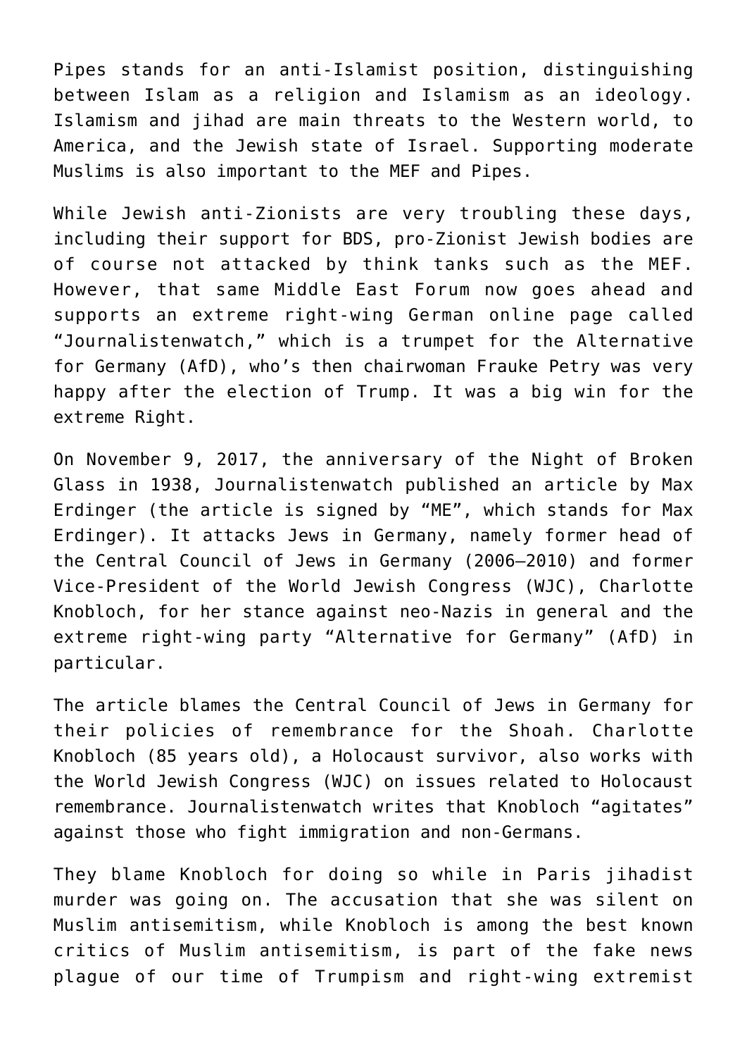Pipes stands for an anti-Islamist position, distinguishing between Islam as a religion and Islamism as an ideology. Islamism and jihad are main threats to the Western world, to America, and the Jewish state of Israel. Supporting moderate Muslims is also important to the MEF and Pipes.

While Jewish anti-Zionists are very troubling these days, including their support for BDS, pro-Zionist Jewish bodies are of course not attacked by think tanks such as the MEF. However, that same Middle East Forum now goes ahead and supports an extreme right-wing German online page called "Journalistenwatch," which is a trumpet for the Alternative for Germany (AfD), who's then chairwoman Frauke Petry was very happy after the election of Trump. It was a big win for the extreme Right.

On November 9, 2017, the anniversary of the Night of Broken Glass in 1938, Journalistenwatch published an article by Max Erdinger (the article is signed by "ME", which stands for Max Erdinger). It attacks Jews in Germany, namely former head of the Central Council of Jews in Germany (2006–2010) and former Vice-President of the World Jewish Congress (WJC), Charlotte Knobloch, for her stance against neo-Nazis in general and the extreme right-wing party "Alternative for Germany" (AfD) in particular.

The article blames the Central Council of Jews in Germany for their policies of remembrance for the Shoah. Charlotte Knobloch (85 years old), a Holocaust survivor, also works with the World Jewish Congress (WJC) on issues related to Holocaust remembrance. Journalistenwatch writes that Knobloch "agitates" against those who fight immigration and non-Germans.

They blame Knobloch for doing so while in Paris jihadist murder was going on. The accusation that she was silent on Muslim antisemitism, while Knobloch is among the best known critics of Muslim antisemitism, is part of the fake news plague of our time of Trumpism and right-wing extremist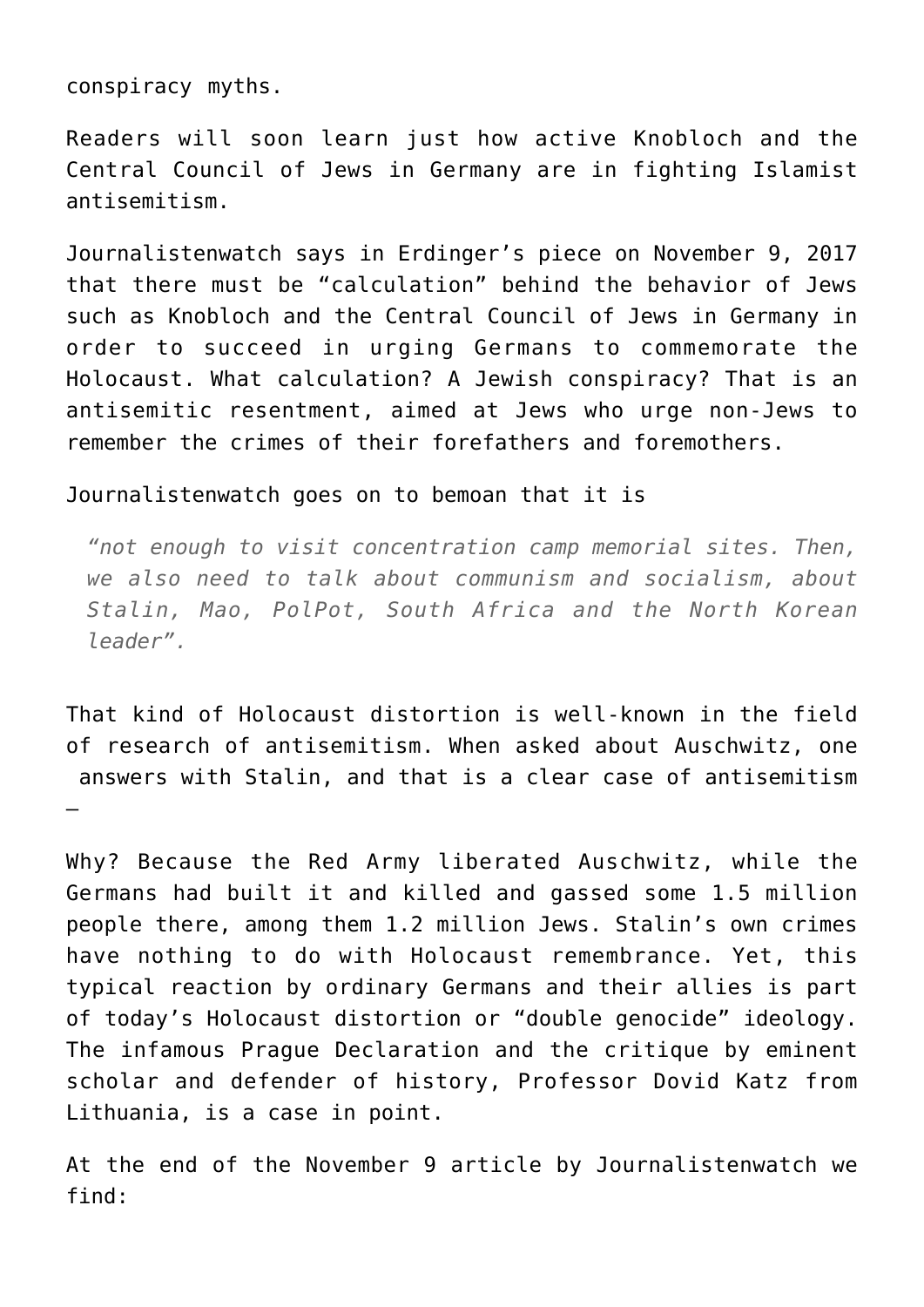conspiracy myths.

Readers will soon learn just how active Knobloch and the Central Council of Jews in Germany are in fighting Islamist antisemitism.

Journalistenwatch says in Erdinger's piece on November 9, 2017 that there must be "calculation" behind the behavior of Jews such as Knobloch and the Central Council of Jews in Germany in order to succeed in urging Germans to commemorate the Holocaust. What calculation? A Jewish conspiracy? That is an antisemitic resentment, aimed at Jews who urge non-Jews to remember the crimes of their forefathers and foremothers.

Journalistenwatch goes on to bemoan that it is

> *"not enough to visit concentration camp memorial sites. Then, we also need to talk about communism and socialism, about Stalin, Mao, PolPot, South Africa and the North Korean leader".*

That kind of Holocaust distortion is well-known in the field of research of antisemitism. When asked about Auschwitz, one answers with Stalin, and that is a clear case of antisemitism –

Why? Because the Red Army liberated Auschwitz, while the Germans had built it and killed and gassed some 1.5 million people there, among them 1.2 million Jews. Stalin's own crimes have nothing to do with Holocaust remembrance. Yet, this typical reaction by ordinary Germans and their allies is part of today's Holocaust distortion or "double genocide" ideology. The infamous Prague Declaration and the critique by eminent scholar and defender of history, Professor Dovid Katz from Lithuania, is a case in point.

At the end of the November 9 article by Journalistenwatch we find: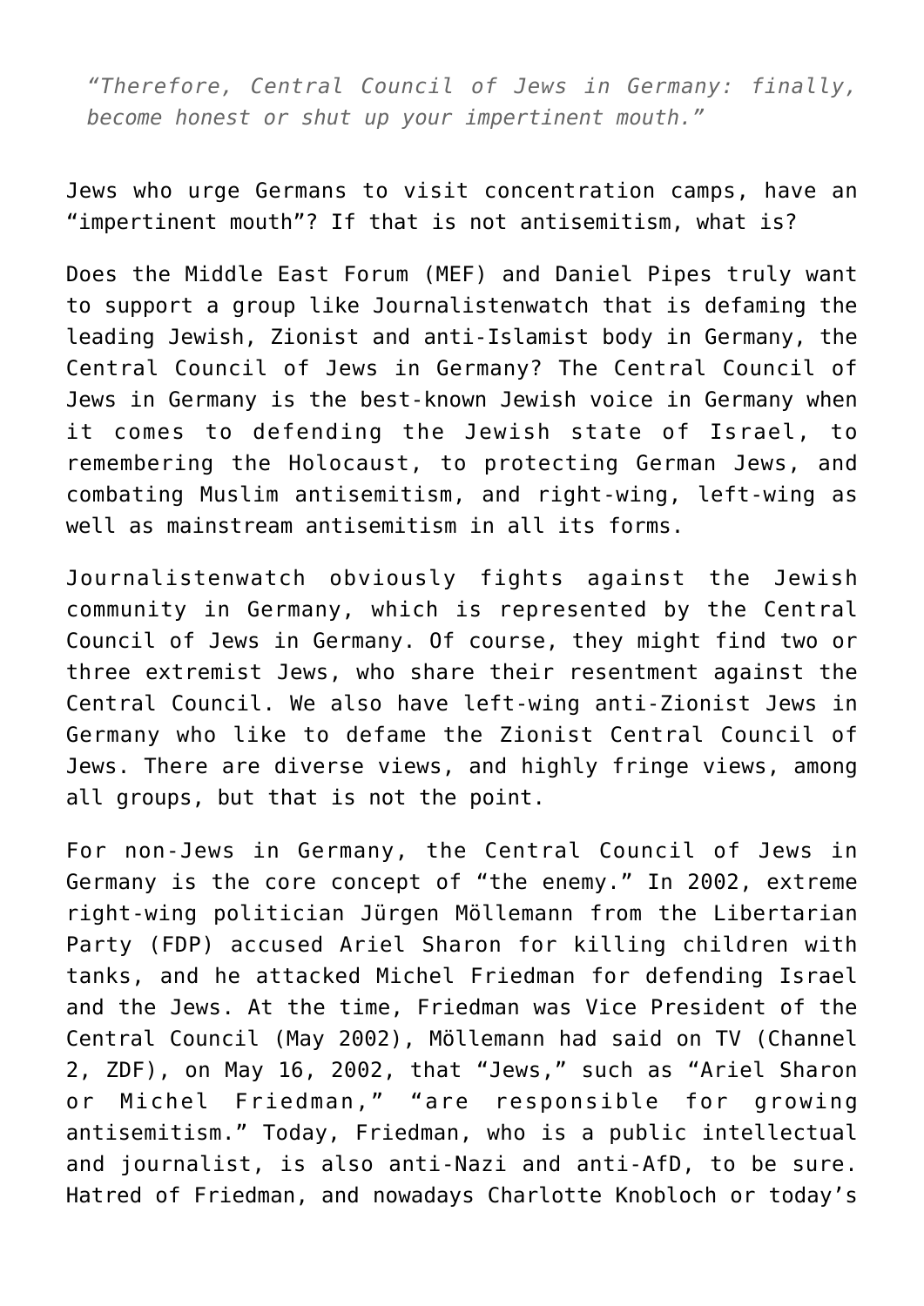> *"Therefore, Central Council of Jews in Germany: finally, become honest or shut up your impertinent mouth."*

Jews who urge Germans to visit concentration camps, have an "impertinent mouth"? If that is not antisemitism, what is?

Does the Middle East Forum (MEF) and Daniel Pipes truly want to support a group like Journalistenwatch that is defaming the leading Jewish, Zionist and anti-Islamist body in Germany, the Central Council of Jews in Germany? The Central Council of Jews in Germany is the best-known Jewish voice in Germany when it comes to defending the Jewish state of Israel, to remembering the Holocaust, to protecting German Jews, and combating Muslim antisemitism, and right-wing, left-wing as well as mainstream antisemitism in all its forms.

Journalistenwatch obviously fights against the Jewish community in Germany, which is represented by the Central Council of Jews in Germany. Of course, they might find two or three extremist Jews, who share their resentment against the Central Council. We also have left-wing anti-Zionist Jews in Germany who like to defame the Zionist Central Council of Jews. There are diverse views, and highly fringe views, among all groups, but that is not the point.

For non-Jews in Germany, the Central Council of Jews in Germany is the core concept of "the enemy." In 2002, extreme right-wing politician Jürgen Möllemann from the Libertarian Party (FDP) accused Ariel Sharon for killing children with tanks, and he attacked Michel Friedman for defending Israel and the Jews. At the time, Friedman was Vice President of the Central Council (May 2002), Möllemann had said on TV (Channel 2, ZDF), on May 16, 2002, that "Jews," such as "Ariel Sharon or Michel Friedman," "are responsible for growing antisemitism." Today, Friedman, who is a public intellectual and journalist, is also anti-Nazi and anti-AfD, to be sure. Hatred of Friedman, and nowadays Charlotte Knobloch or today's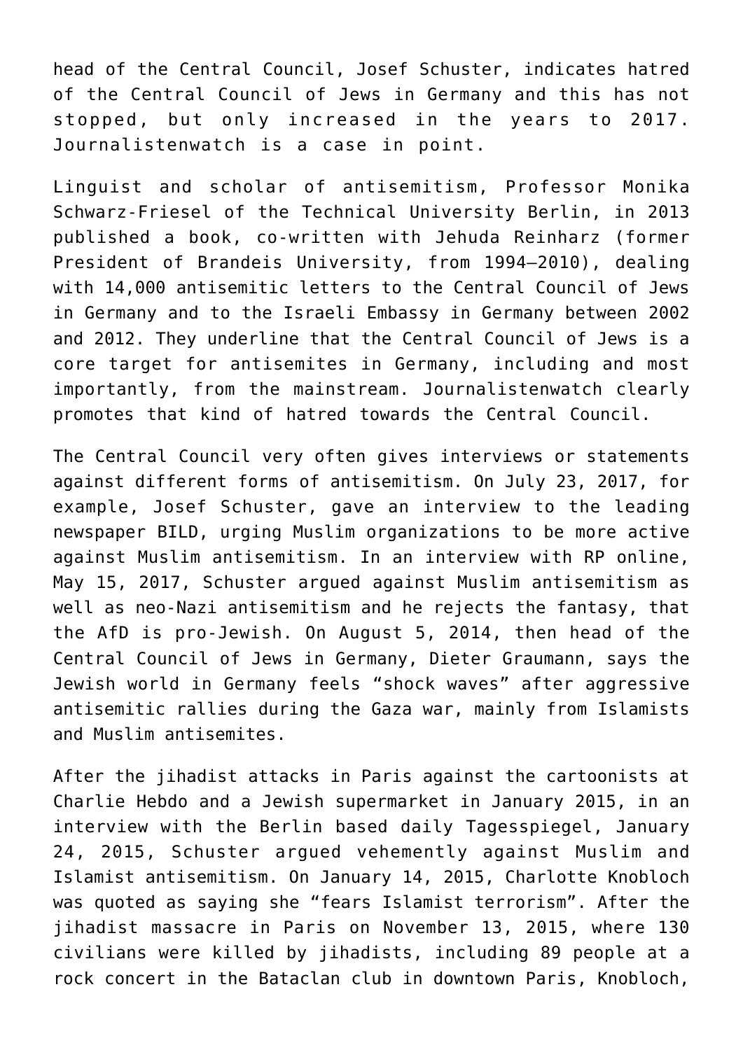head of the Central Council, Josef Schuster, indicates hatred of the Central Council of Jews in Germany and this has not stopped, but only increased in the years to 2017. Journalistenwatch is a case in point.

Linguist and scholar of antisemitism, Professor Monika Schwarz-Friesel of the Technical University Berlin, in 2013 published a book, co-written with Jehuda Reinharz (former President of Brandeis University, from 1994–2010), dealing with 14,000 antisemitic letters to the Central Council of Jews in Germany and to the Israeli Embassy in Germany between 2002 and 2012. They underline that the Central Council of Jews is a core target for antisemites in Germany, including and most importantly, from the mainstream. Journalistenwatch clearly promotes that kind of hatred towards the Central Council.

The Central Council very often gives interviews or statements against different forms of antisemitism. On July 23, 2017, for example, Josef Schuster, gave an interview to the leading newspaper BILD, urging Muslim organizations to be more active against Muslim antisemitism. In an interview with RP online, May 15, 2017, Schuster argued against Muslim antisemitism as well as neo-Nazi antisemitism and he rejects the fantasy, that the AfD is pro-Jewish. On August 5, 2014, then head of the Central Council of Jews in Germany, Dieter Graumann, says the Jewish world in Germany feels “shock waves” after aggressive antisemitic rallies during the Gaza war, mainly from Islamists and Muslim antisemites.

After the jihadist attacks in Paris against the cartoonists at Charlie Hebdo and a Jewish supermarket in January 2015, in an interview with the Berlin based daily Tagesspiegel, January 24, 2015, Schuster argued vehemently against Muslim and Islamist antisemitism. On January 14, 2015, Charlotte Knobloch was quoted as saying she “fears Islamist terrorism”. After the jihadist massacre in Paris on November 13, 2015, where 130 civilians were killed by jihadists, including 89 people at a rock concert in the Bataclan club in downtown Paris, Knobloch,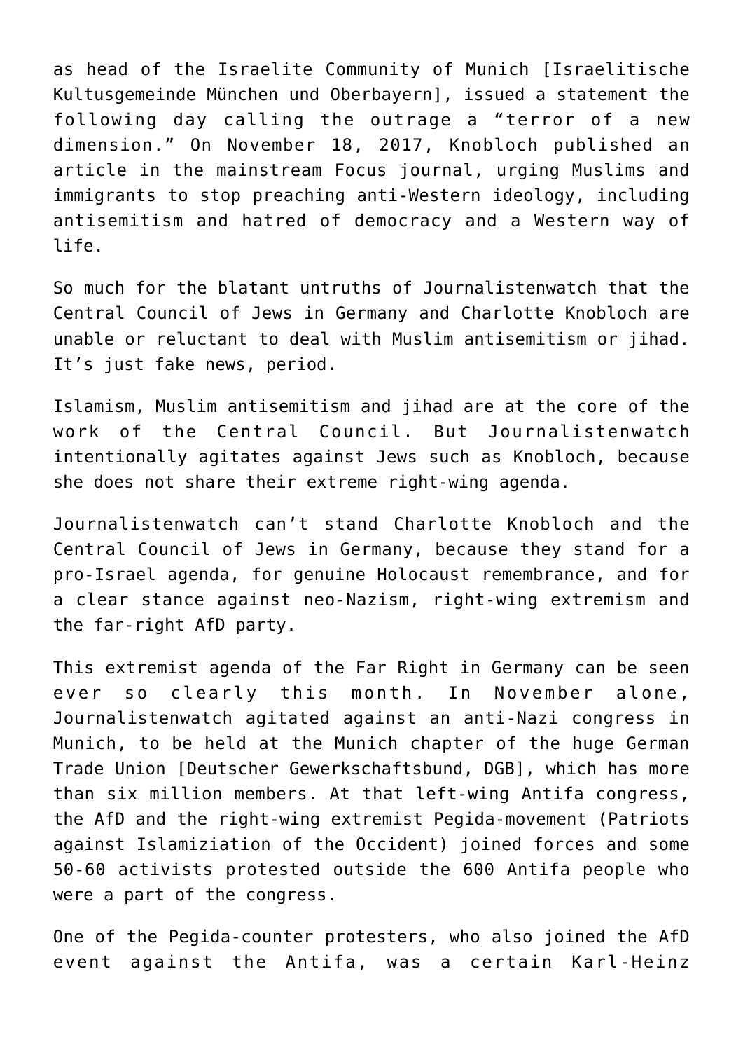as head of the Israelite Community of Munich [Israelitische Kultusgemeinde München und Oberbayern], issued a statement the following day calling the outrage a "terror of a new dimension." On November 18, 2017, Knobloch published an article in the mainstream Focus journal, urging Muslims and immigrants to stop preaching anti-Western ideology, including antisemitism and hatred of democracy and a Western way of life.

So much for the blatant untruths of Journalistenwatch that the Central Council of Jews in Germany and Charlotte Knobloch are unable or reluctant to deal with Muslim antisemitism or jihad. It's just fake news, period.

Islamism, Muslim antisemitism and jihad are at the core of the work of the Central Council. But Journalistenwatch intentionally agitates against Jews such as Knobloch, because she does not share their extreme right-wing agenda.

Journalistenwatch can't stand Charlotte Knobloch and the Central Council of Jews in Germany, because they stand for a pro-Israel agenda, for genuine Holocaust remembrance, and for a clear stance against neo-Nazism, right-wing extremism and the far-right AfD party.

This extremist agenda of the Far Right in Germany can be seen ever so clearly this month. In November alone, Journalistenwatch agitated against an anti-Nazi congress in Munich, to be held at the Munich chapter of the huge German Trade Union [Deutscher Gewerkschaftsbund, DGB], which has more than six million members. At that left-wing Antifa congress, the AfD and the right-wing extremist Pegida-movement (Patriots against Islamiziation of the Occident) joined forces and some 50-60 activists protested outside the 600 Antifa people who were a part of the congress.

One of the Pegida-counter protesters, who also joined the AfD event against the Antifa, was a certain Karl-Heinz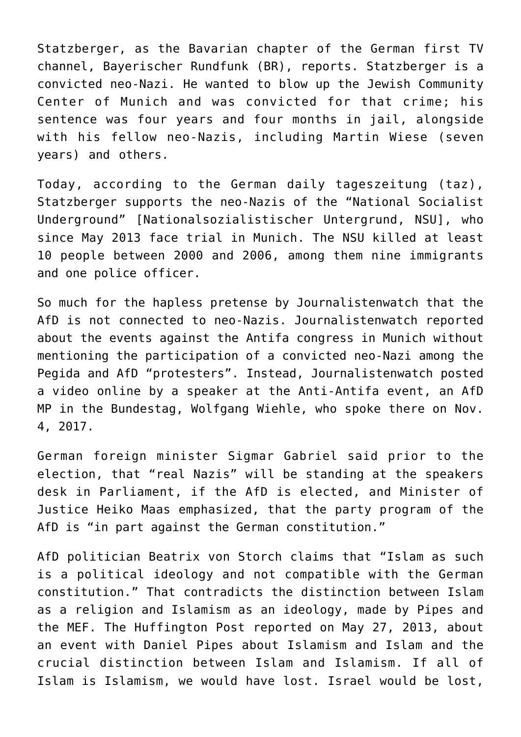Statzberger, as the Bavarian chapter of the German first TV channel, Bayerischer Rundfunk (BR), reports. Statzberger is a convicted neo-Nazi. He wanted to blow up the Jewish Community Center of Munich and was convicted for that crime; his sentence was four years and four months in jail, alongside with his fellow neo-Nazis, including Martin Wiese (seven years) and others.

Today, according to the German daily tageszeitung (taz), Statzberger supports the neo-Nazis of the "National Socialist Underground" [Nationalsozialistischer Untergrund, NSU], who since May 2013 face trial in Munich. The NSU killed at least 10 people between 2000 and 2006, among them nine immigrants and one police officer.

So much for the hapless pretense by Journalistenwatch that the AfD is not connected to neo-Nazis. Journalistenwatch reported about the events against the Antifa congress in Munich without mentioning the participation of a convicted neo-Nazi among the Pegida and AfD "protesters". Instead, Journalistenwatch posted a video online by a speaker at the Anti-Antifa event, an AfD MP in the Bundestag, Wolfgang Wiehle, who spoke there on Nov. 4, 2017.

German foreign minister Sigmar Gabriel said prior to the election, that "real Nazis" will be standing at the speakers desk in Parliament, if the AfD is elected, and Minister of Justice Heiko Maas emphasized, that the party program of the AfD is "in part against the German constitution."

AfD politician Beatrix von Storch claims that "Islam as such is a political ideology and not compatible with the German constitution." That contradicts the distinction between Islam as a religion and Islamism as an ideology, made by Pipes and the MEF. The Huffington Post reported on May 27, 2013, about an event with Daniel Pipes about Islamism and Islam and the crucial distinction between Islam and Islamism. If all of Islam is Islamism, we would have lost. Israel would be lost,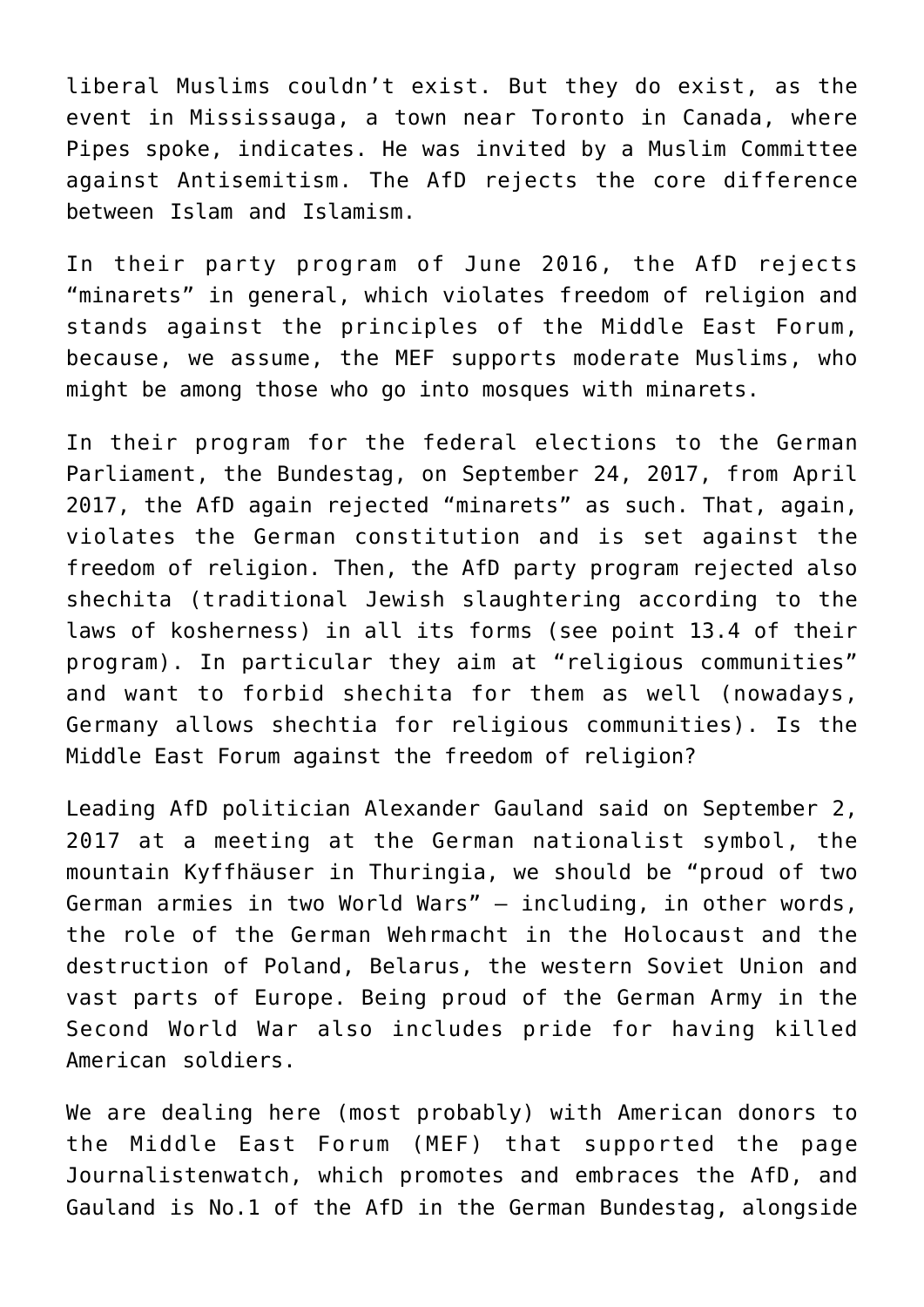liberal Muslims couldn't exist. But they do exist, as the event in Mississauga, a town near Toronto in Canada, where Pipes spoke, indicates. He was invited by a Muslim Committee against Antisemitism. The AfD rejects the core difference between Islam and Islamism.

In their party program of June 2016, the AfD rejects "minarets" in general, which violates freedom of religion and stands against the principles of the Middle East Forum, because, we assume, the MEF supports moderate Muslims, who might be among those who go into mosques with minarets.

In their program for the federal elections to the German Parliament, the Bundestag, on September 24, 2017, from April 2017, the AfD again rejected "minarets" as such. That, again, violates the German constitution and is set against the freedom of religion. Then, the AfD party program rejected also shechita (traditional Jewish slaughtering according to the laws of kosherness) in all its forms (see point 13.4 of their program). In particular they aim at "religious communities" and want to forbid shechita for them as well (nowadays, Germany allows shechtia for religious communities). Is the Middle East Forum against the freedom of religion?

Leading AfD politician Alexander Gauland said on September 2, 2017 at a meeting at the German nationalist symbol, the mountain Kyffhäuser in Thuringia, we should be "proud of two German armies in two World Wars" – including, in other words, the role of the German Wehrmacht in the Holocaust and the destruction of Poland, Belarus, the western Soviet Union and vast parts of Europe. Being proud of the German Army in the Second World War also includes pride for having killed American soldiers.

We are dealing here (most probably) with American donors to the Middle East Forum (MEF) that supported the page Journalistenwatch, which promotes and embraces the AfD, and Gauland is No.1 of the AfD in the German Bundestag, alongside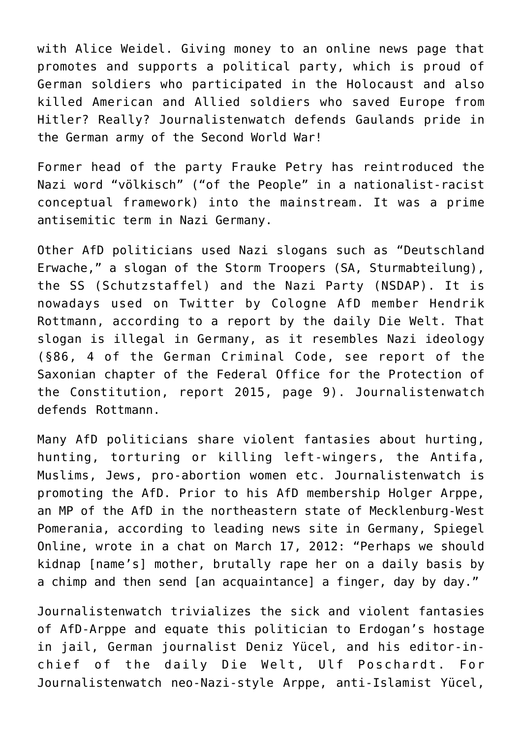with Alice Weidel. Giving money to an online news page that promotes and supports a political party, which is proud of German soldiers who participated in the Holocaust and also killed American and Allied soldiers who saved Europe from Hitler? Really? Journalistenwatch defends Gaulands pride in the German army of the Second World War!

Former head of the party Frauke Petry has reintroduced the Nazi word "völkisch" ("of the People" in a nationalist-racist conceptual framework) into the mainstream. It was a prime antisemitic term in Nazi Germany.

Other AfD politicians used Nazi slogans such as "Deutschland Erwache," a slogan of the Storm Troopers (SA, Sturmabteilung), the SS (Schutzstaffel) and the Nazi Party (NSDAP). It is nowadays used on Twitter by Cologne AfD member Hendrik Rottmann, according to a report by the daily Die Welt. That slogan is illegal in Germany, as it resembles Nazi ideology (§86, 4 of the German Criminal Code, see report of the Saxonian chapter of the Federal Office for the Protection of the Constitution, report 2015, page 9). Journalistenwatch defends Rottmann.

Many AfD politicians share violent fantasies about hurting, hunting, torturing or killing left-wingers, the Antifa, Muslims, Jews, pro-abortion women etc. Journalistenwatch is promoting the AfD. Prior to his AfD membership Holger Arppe, an MP of the AfD in the northeastern state of Mecklenburg-West Pomerania, according to leading news site in Germany, Spiegel Online, wrote in a chat on March 17, 2012: "Perhaps we should kidnap [name's] mother, brutally rape her on a daily basis by a chimp and then send [an acquaintance] a finger, day by day."

Journalistenwatch trivializes the sick and violent fantasies of AfD-Arppe and equate this politician to Erdogan's hostage in jail, German journalist Deniz Yücel, and his editor-in-chief of the daily Die Welt, Ulf Poschardt. For Journalistenwatch neo-Nazi-style Arppe, anti-Islamist Yücel,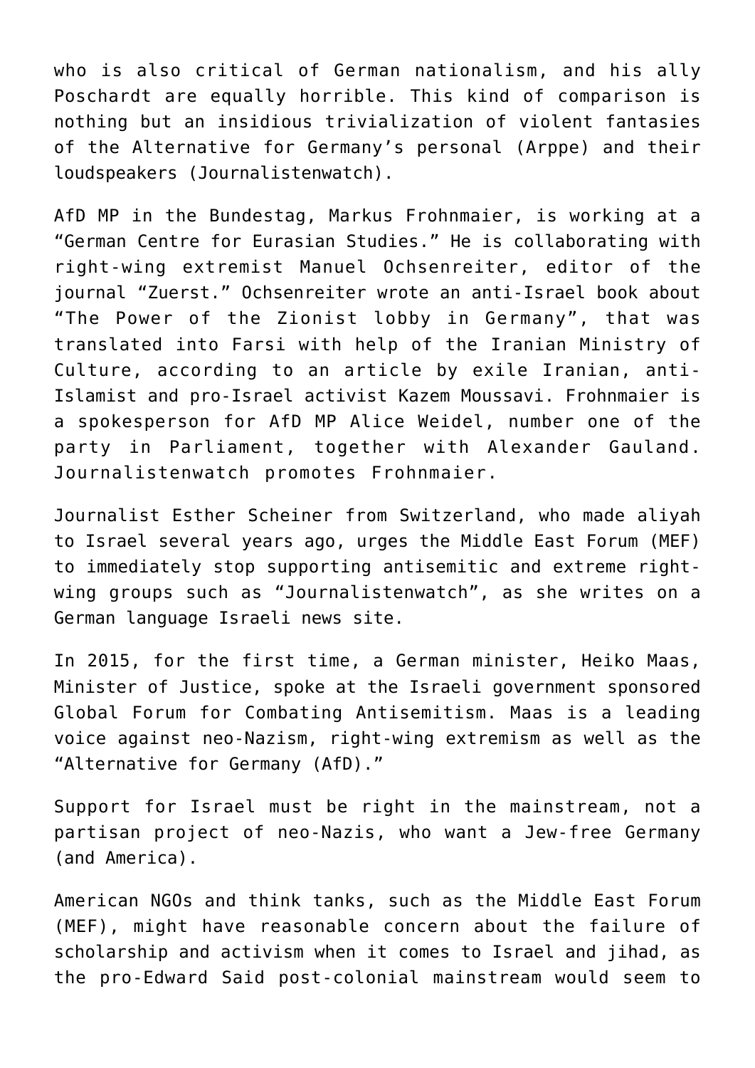who is also critical of German nationalism, and his ally Poschardt are equally horrible. This kind of comparison is nothing but an insidious trivialization of violent fantasies of the Alternative for Germany's personal (Arppe) and their loudspeakers (Journalistenwatch).

AfD MP in the Bundestag, Markus Frohnmaier, is working at a "German Centre for Eurasian Studies." He is collaborating with right-wing extremist Manuel Ochsenreiter, editor of the journal "Zuerst." Ochsenreiter wrote an anti-Israel book about "The Power of the Zionist lobby in Germany", that was translated into Farsi with help of the Iranian Ministry of Culture, according to an article by exile Iranian, anti-Islamist and pro-Israel activist Kazem Moussavi. Frohnmaier is a spokesperson for AfD MP Alice Weidel, number one of the party in Parliament, together with Alexander Gauland. Journalistenwatch promotes Frohnmaier.

Journalist Esther Scheiner from Switzerland, who made aliyah to Israel several years ago, urges the Middle East Forum (MEF) to immediately stop supporting antisemitic and extreme right-wing groups such as "Journalistenwatch", as she writes on a German language Israeli news site.

In 2015, for the first time, a German minister, Heiko Maas, Minister of Justice, spoke at the Israeli government sponsored Global Forum for Combating Antisemitism. Maas is a leading voice against neo-Nazism, right-wing extremism as well as the "Alternative for Germany (AfD)."

Support for Israel must be right in the mainstream, not a partisan project of neo-Nazis, who want a Jew-free Germany (and America).

American NGOs and think tanks, such as the Middle East Forum (MEF), might have reasonable concern about the failure of scholarship and activism when it comes to Israel and jihad, as the pro-Edward Said post-colonial mainstream would seem to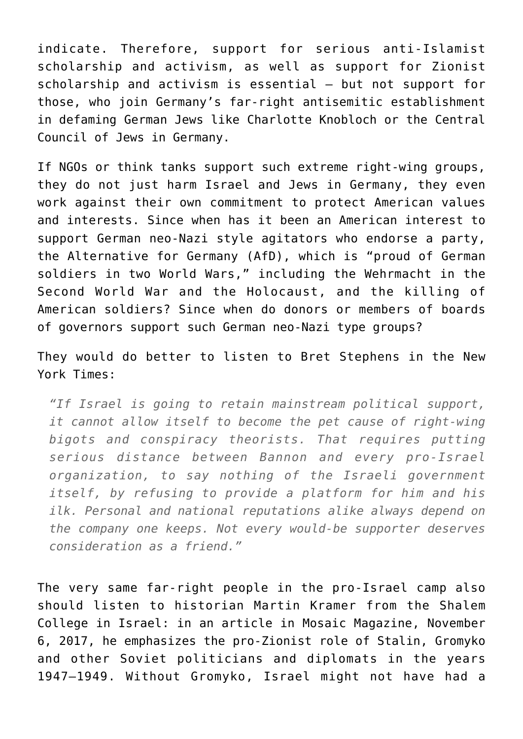indicate. Therefore, support for serious anti-Islamist scholarship and activism, as well as support for Zionist scholarship and activism is essential – but not support for those, who join Germany's far-right antisemitic establishment in defaming German Jews like Charlotte Knobloch or the Central Council of Jews in Germany.

If NGOs or think tanks support such extreme right-wing groups, they do not just harm Israel and Jews in Germany, they even work against their own commitment to protect American values and interests. Since when has it been an American interest to support German neo-Nazi style agitators who endorse a party, the Alternative for Germany (AfD), which is "proud of German soldiers in two World Wars," including the Wehrmacht in the Second World War and the Holocaust, and the killing of American soldiers? Since when do donors or members of boards of governors support such German neo-Nazi type groups?

They would do better to listen to Bret Stephens in the New York Times:

> *"If Israel is going to retain mainstream political support, it cannot allow itself to become the pet cause of right-wing bigots and conspiracy theorists. That requires putting serious distance between Bannon and every pro-Israel organization, to say nothing of the Israeli government itself, by refusing to provide a platform for him and his ilk. Personal and national reputations alike always depend on the company one keeps. Not every would-be supporter deserves consideration as a friend."*

The very same far-right people in the pro-Israel camp also should listen to historian Martin Kramer from the Shalem College in Israel: in an article in Mosaic Magazine, November 6, 2017, he emphasizes the pro-Zionist role of Stalin, Gromyko and other Soviet politicians and diplomats in the years 1947–1949. Without Gromyko, Israel might not have had a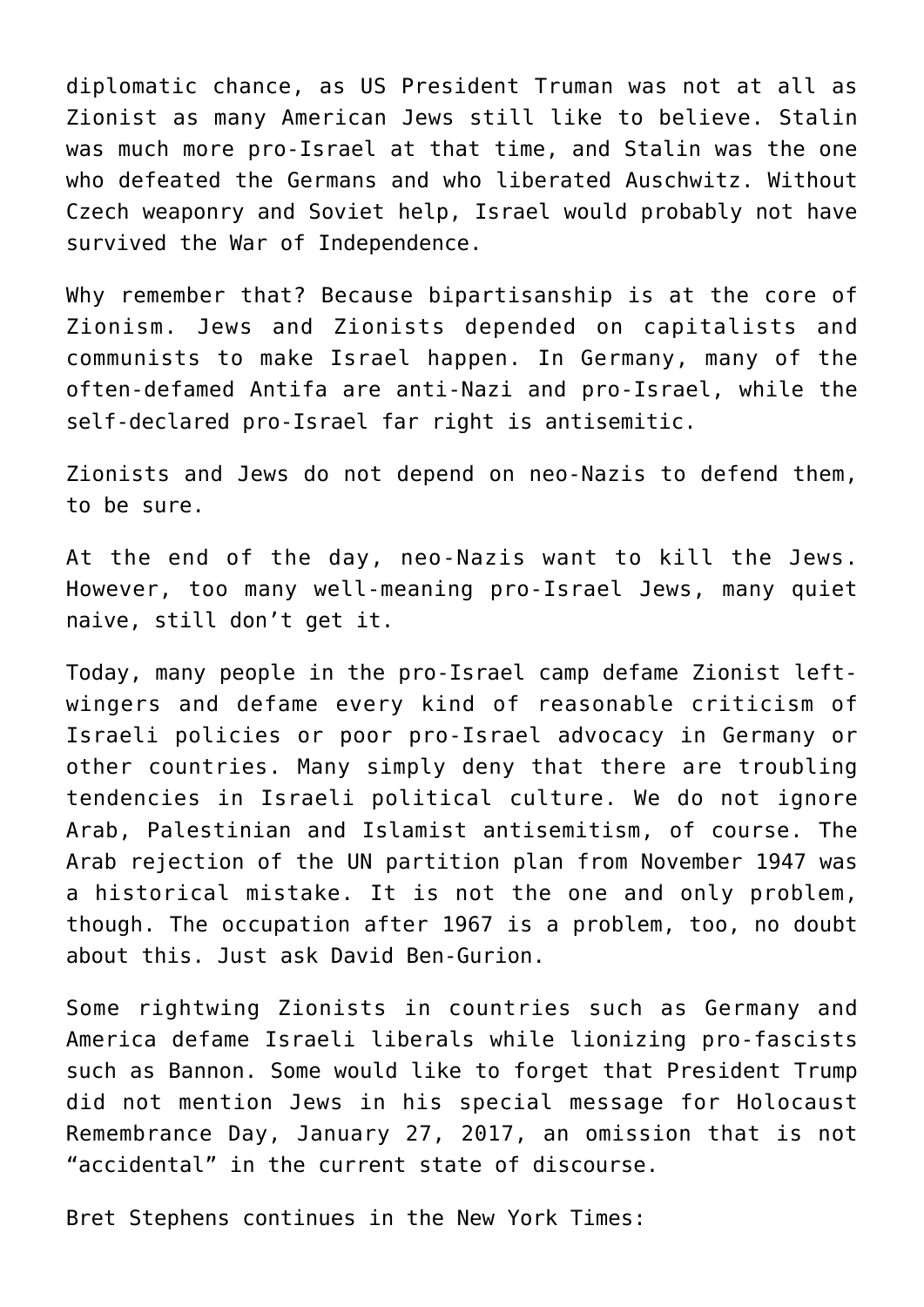diplomatic chance, as US President Truman was not at all as Zionist as many American Jews still like to believe. Stalin was much more pro-Israel at that time, and Stalin was the one who defeated the Germans and who liberated Auschwitz. Without Czech weaponry and Soviet help, Israel would probably not have survived the War of Independence.

Why remember that? Because bipartisanship is at the core of Zionism. Jews and Zionists depended on capitalists and communists to make Israel happen. In Germany, many of the often-defamed Antifa are anti-Nazi and pro-Israel, while the self-declared pro-Israel far right is antisemitic.

Zionists and Jews do not depend on neo-Nazis to defend them, to be sure.

At the end of the day, neo-Nazis want to kill the Jews. However, too many well-meaning pro-Israel Jews, many quiet naive, still don't get it.

Today, many people in the pro-Israel camp defame Zionist left-wingers and defame every kind of reasonable criticism of Israeli policies or poor pro-Israel advocacy in Germany or other countries. Many simply deny that there are troubling tendencies in Israeli political culture. We do not ignore Arab, Palestinian and Islamist antisemitism, of course. The Arab rejection of the UN partition plan from November 1947 was a historical mistake. It is not the one and only problem, though. The occupation after 1967 is a problem, too, no doubt about this. Just ask David Ben-Gurion.

Some rightwing Zionists in countries such as Germany and America defame Israeli liberals while lionizing pro-fascists such as Bannon. Some would like to forget that President Trump did not mention Jews in his special message for Holocaust Remembrance Day, January 27, 2017, an omission that is not "accidental" in the current state of discourse.

Bret Stephens continues in the New York Times: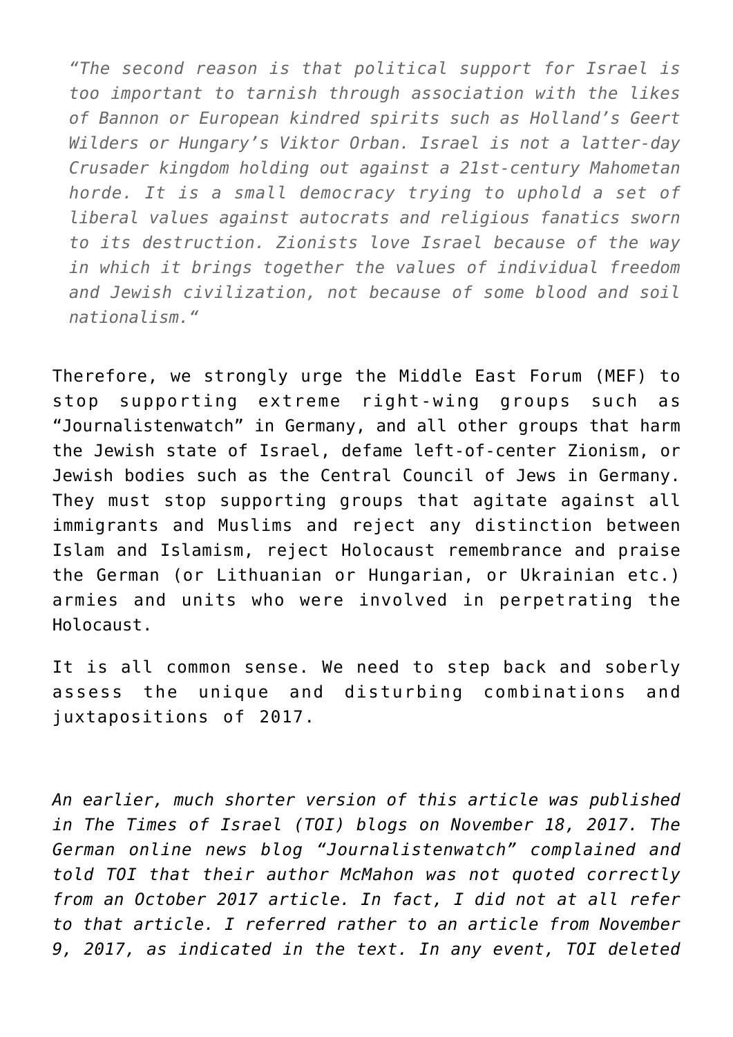> *"The second reason is that political support for Israel is too important to tarnish through association with the likes of Bannon or European kindred spirits such as Holland's Geert Wilders or Hungary's Viktor Orban. Israel is not a latter-day Crusader kingdom holding out against a 21st-century Mahometan horde. It is a small democracy trying to uphold a set of liberal values against autocrats and religious fanatics sworn to its destruction. Zionists love Israel because of the way in which it brings together the values of individual freedom and Jewish civilization, not because of some blood and soil nationalism."*

Therefore, we strongly urge the Middle East Forum (MEF) to stop supporting extreme right-wing groups such as "Journalistenwatch" in Germany, and all other groups that harm the Jewish state of Israel, defame left-of-center Zionism, or Jewish bodies such as the Central Council of Jews in Germany. They must stop supporting groups that agitate against all immigrants and Muslims and reject any distinction between Islam and Islamism, reject Holocaust remembrance and praise the German (or Lithuanian or Hungarian, or Ukrainian etc.) armies and units who were involved in perpetrating the Holocaust.

It is all common sense. We need to step back and soberly assess the unique and disturbing combinations and juxtapositions of 2017.

*An earlier, much shorter version of this article was published in The Times of Israel (TOI) blogs on November 18, 2017. The German online news blog "Journalistenwatch" complained and told TOI that their author McMahon was not quoted correctly from an October 2017 article. In fact, I did not at all refer to that article. I referred rather to an article from November 9, 2017, as indicated in the text. In any event, TOI deleted*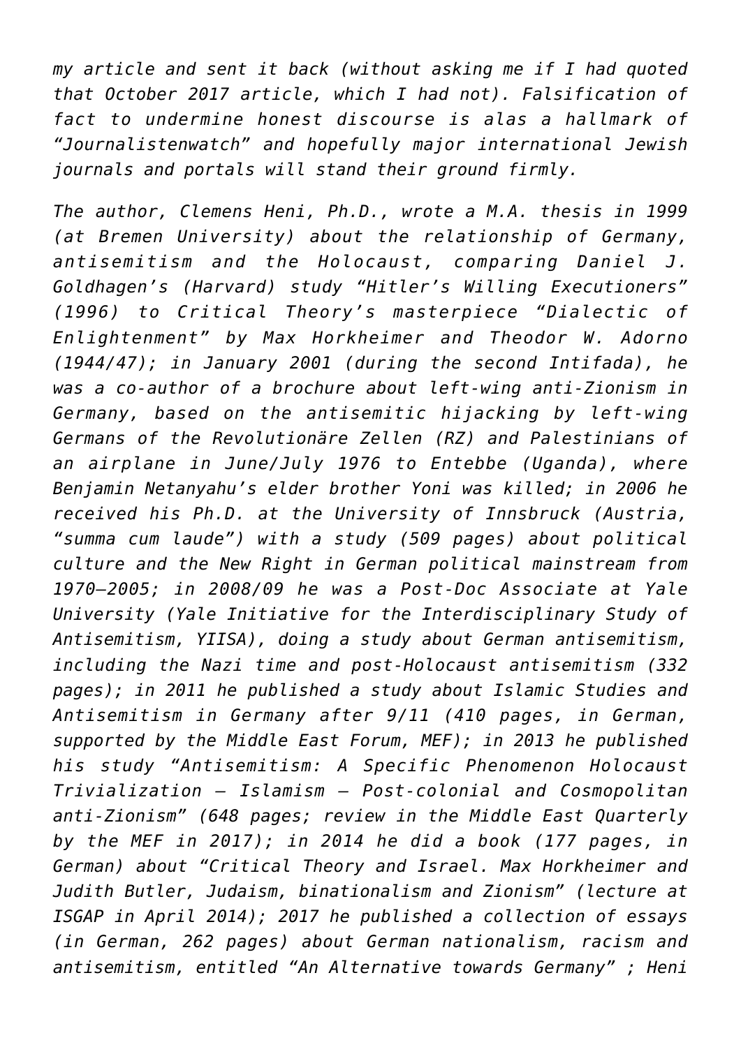*my article and sent it back (without asking me if I had quoted that October 2017 article, which I had not). Falsification of fact to undermine honest discourse is alas a hallmark of "Journalistenwatch" and hopefully major international Jewish journals and portals will stand their ground firmly.*

*The author, Clemens Heni, Ph.D., wrote a M.A. thesis in 1999 (at Bremen University) about the relationship of Germany, antisemitism and the Holocaust, comparing Daniel J. Goldhagen's (Harvard) study "Hitler's Willing Executioners" (1996) to Critical Theory's masterpiece "Dialectic of Enlightenment" by Max Horkheimer and Theodor W. Adorno (1944/47); in January 2001 (during the second Intifada), he was a co-author of a brochure about left-wing anti-Zionism in Germany, based on the antisemitic hijacking by left-wing Germans of the Revolutionäre Zellen (RZ) and Palestinians of an airplane in June/July 1976 to Entebbe (Uganda), where Benjamin Netanyahu's elder brother Yoni was killed; in 2006 he received his Ph.D. at the University of Innsbruck (Austria, "summa cum laude") with a study (509 pages) about political culture and the New Right in German political mainstream from 1970–2005; in 2008/09 he was a Post-Doc Associate at Yale University (Yale Initiative for the Interdisciplinary Study of Antisemitism, YIISA), doing a study about German antisemitism, including the Nazi time and post-Holocaust antisemitism (332 pages); in 2011 he published a study about Islamic Studies and Antisemitism in Germany after 9/11 (410 pages, in German, supported by the Middle East Forum, MEF); in 2013 he published his study "Antisemitism: A Specific Phenomenon Holocaust Trivialization – Islamism – Post-colonial and Cosmopolitan anti-Zionism" (648 pages; review in the Middle East Quarterly by the MEF in 2017); in 2014 he did a book (177 pages, in German) about "Critical Theory and Israel. Max Horkheimer and Judith Butler, Judaism, binationalism and Zionism" (lecture at ISGAP in April 2014); 2017 he published a collection of essays (in German, 262 pages) about German nationalism, racism and antisemitism, entitled "An Alternative towards Germany" ; Heni*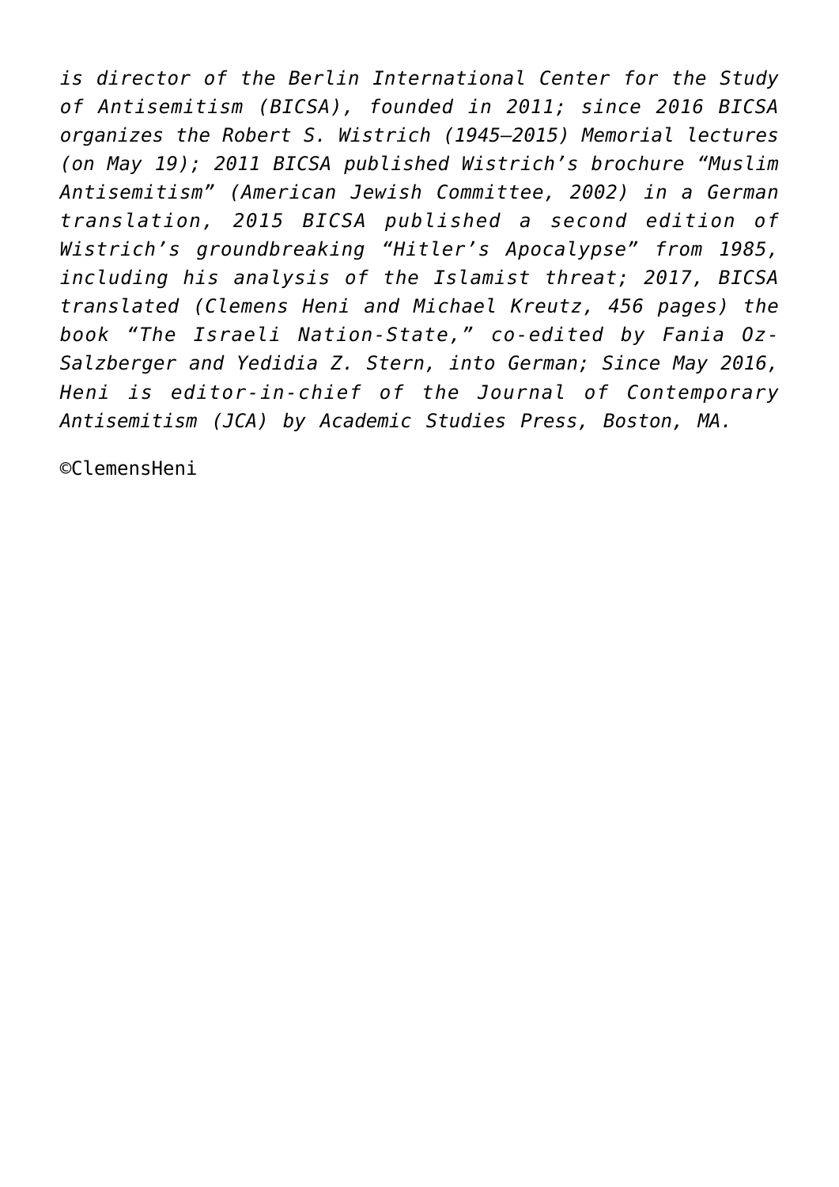*is director of the Berlin International Center for the Study of Antisemitism (BICSA), founded in 2011; since 2016 BICSA organizes the Robert S. Wistrich (1945–2015) Memorial lectures (on May 19); 2011 BICSA published Wistrich's brochure "Muslim Antisemitism" (American Jewish Committee, 2002) in a German translation, 2015 BICSA published a second edition of Wistrich's groundbreaking "Hitler's Apocalypse" from 1985, including his analysis of the Islamist threat; 2017, BICSA translated (Clemens Heni and Michael Kreutz, 456 pages) the book "The Israeli Nation-State," co-edited by Fania Oz-Salzberger and Yedidia Z. Stern, into German; Since May 2016, Heni is editor-in-chief of the Journal of Contemporary Antisemitism (JCA) by Academic Studies Press, Boston, MA.*

©ClemensHeni